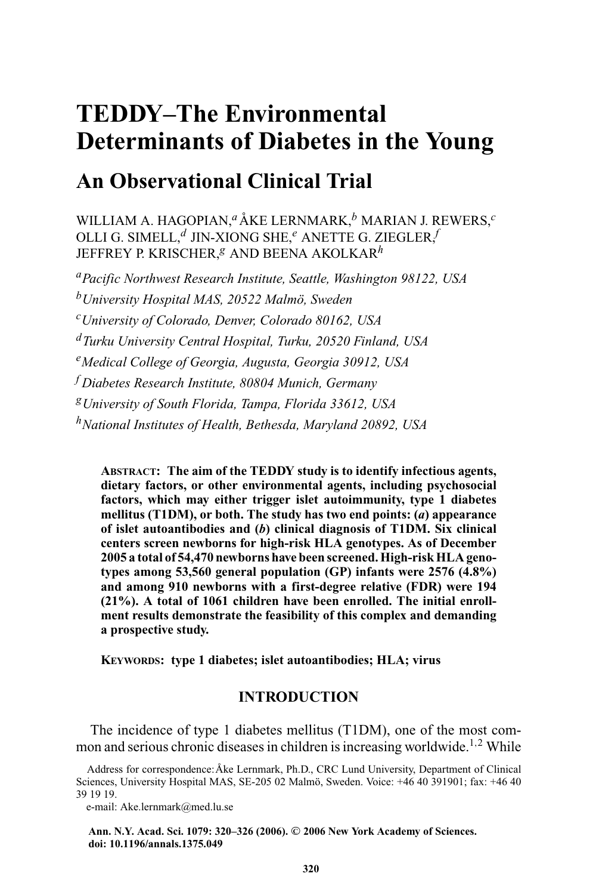# TEDDY–The Environmental Determinants of Diabetes in the Young

## An Observational Clinical Trial

WILLIAM A. HAGOPIAN,[a] ÅKE LERNMARK,[b] MARIAN J. REWERS,[c] OLLI G. SIMELL,[d] JIN-XIONG SHE,[e] ANETTE G. ZIEGLER,[f] JEFFREY P. KRISCHER,[g] AND BEENA AKOLKAR[h]

[a]*Pacific Northwest Research Institute, Seattle, Washington 98122, USA*

[b]*University Hospital MAS, 20522 Malmö, Sweden*

[c]*University of Colorado, Denver, Colorado 80162, USA*

[d]*Turku University Central Hospital, Turku, 20520 Finland, USA*

[e]*Medical College of Georgia, Augusta, Georgia 30912, USA*

[f]*Diabetes Research Institute, 80804 Munich, Germany*

[g]*University of South Florida, Tampa, Florida 33612, USA*

[h]*National Institutes of Health, Bethesda, Maryland 20892, USA*

**ABSTRACT: The aim of the TEDDY study is to identify infectious agents, dietary factors, or other environmental agents, including psychosocial factors, which may either trigger islet autoimmunity, type 1 diabetes mellitus (T1DM), or both. The study has two end points: (*a*) appearance of islet autoantibodies and (*b*) clinical diagnosis of T1DM. Six clinical centers screen newborns for high-risk HLA genotypes. As of December 2005 a total of 54,470 newborns have been screened. High-risk HLA genotypes among 53,560 general population (GP) infants were 2576 (4.8%) and among 910 newborns with a first-degree relative (FDR) were 194 (21%). A total of 1061 children have been enrolled. The initial enrollment results demonstrate the feasibility of this complex and demanding a prospective study.**

**KEYWORDS: type 1 diabetes; islet autoantibodies; HLA; virus**

## INTRODUCTION

The incidence of type 1 diabetes mellitus (T1DM), one of the most common and serious chronic diseases in children is increasing worldwide.[1,2] While

Address for correspondence: Åke Lernmark, Ph.D., CRC Lund University, Department of Clinical Sciences, University Hospital MAS, SE-205 02 Malmö, Sweden. Voice: +46 40 391901; fax: +46 40 39 19 19.
e-mail: Ake.lernmark@med.lu.se

**Ann. N.Y. Acad. Sci. 1079: 320–326 (2006). © 2006 New York Academy of Sciences. doi: 10.1196/annals.1375.049**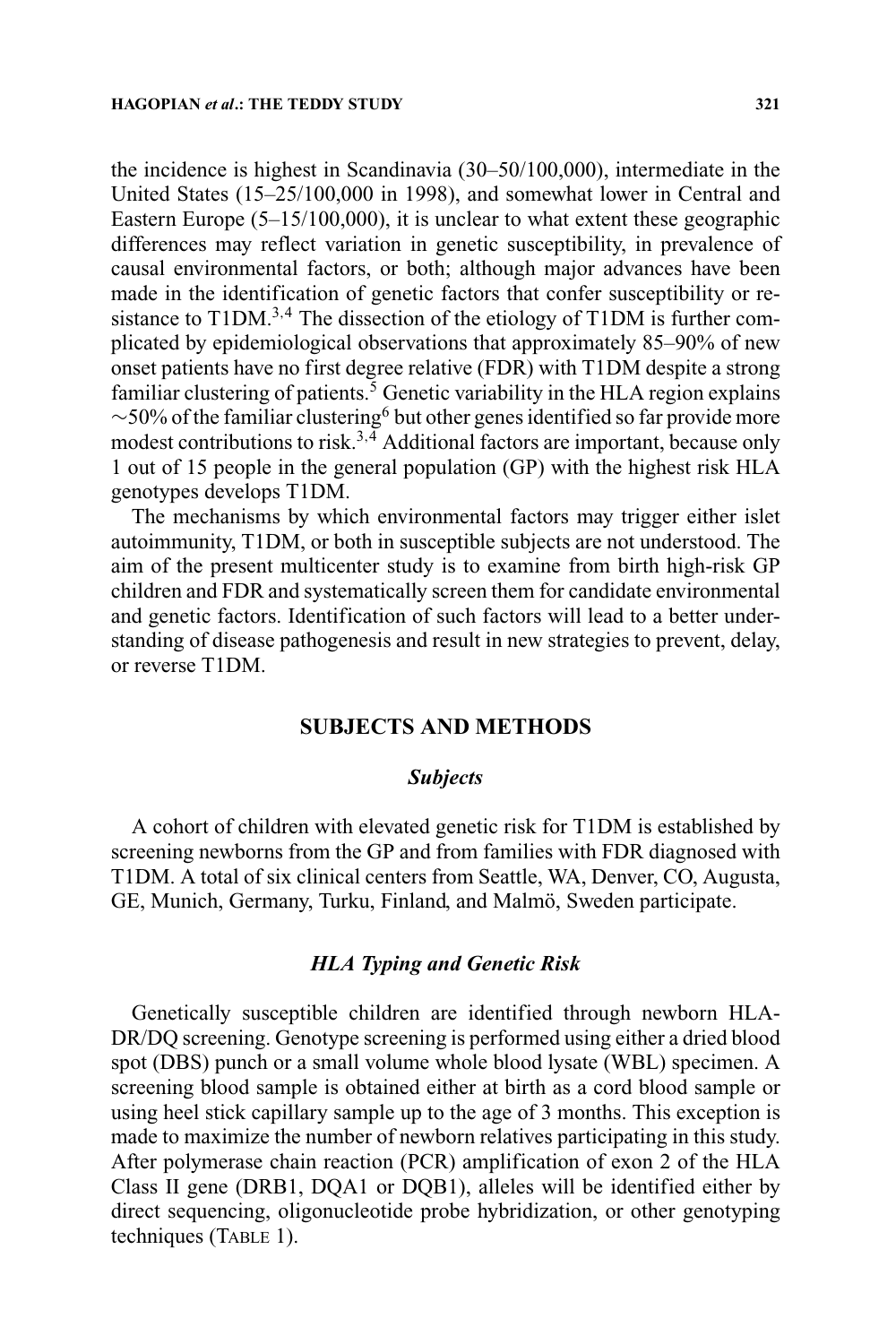the incidence is highest in Scandinavia (30–50/100,000), intermediate in the United States (15–25/100,000 in 1998), and somewhat lower in Central and Eastern Europe (5–15/100,000), it is unclear to what extent these geographic differences may reflect variation in genetic susceptibility, in prevalence of causal environmental factors, or both; although major advances have been made in the identification of genetic factors that confer susceptibility or resistance to T1DM.[3,4] The dissection of the etiology of T1DM is further complicated by epidemiological observations that approximately 85–90% of new onset patients have no first degree relative (FDR) with T1DM despite a strong familiar clustering of patients.[5] Genetic variability in the HLA region explains ~50% of the familiar clustering[6] but other genes identified so far provide more modest contributions to risk.[3,4] Additional factors are important, because only 1 out of 15 people in the general population (GP) with the highest risk HLA genotypes develops T1DM.

The mechanisms by which environmental factors may trigger either islet autoimmunity, T1DM, or both in susceptible subjects are not understood. The aim of the present multicenter study is to examine from birth high-risk GP children and FDR and systematically screen them for candidate environmental and genetic factors. Identification of such factors will lead to a better understanding of disease pathogenesis and result in new strategies to prevent, delay, or reverse T1DM.

## SUBJECTS AND METHODS

### *Subjects*

A cohort of children with elevated genetic risk for T1DM is established by screening newborns from the GP and from families with FDR diagnosed with T1DM. A total of six clinical centers from Seattle, WA, Denver, CO, Augusta, GE, Munich, Germany, Turku, Finland, and Malmö, Sweden participate.

### *HLA Typing and Genetic Risk*

Genetically susceptible children are identified through newborn HLA-DR/DQ screening. Genotype screening is performed using either a dried blood spot (DBS) punch or a small volume whole blood lysate (WBL) specimen. A screening blood sample is obtained either at birth as a cord blood sample or using heel stick capillary sample up to the age of 3 months. This exception is made to maximize the number of newborn relatives participating in this study. After polymerase chain reaction (PCR) amplification of exon 2 of the HLA Class II gene (DRB1, DQA1 or DQB1), alleles will be identified either by direct sequencing, oligonucleotide probe hybridization, or other genotyping techniques (TABLE 1).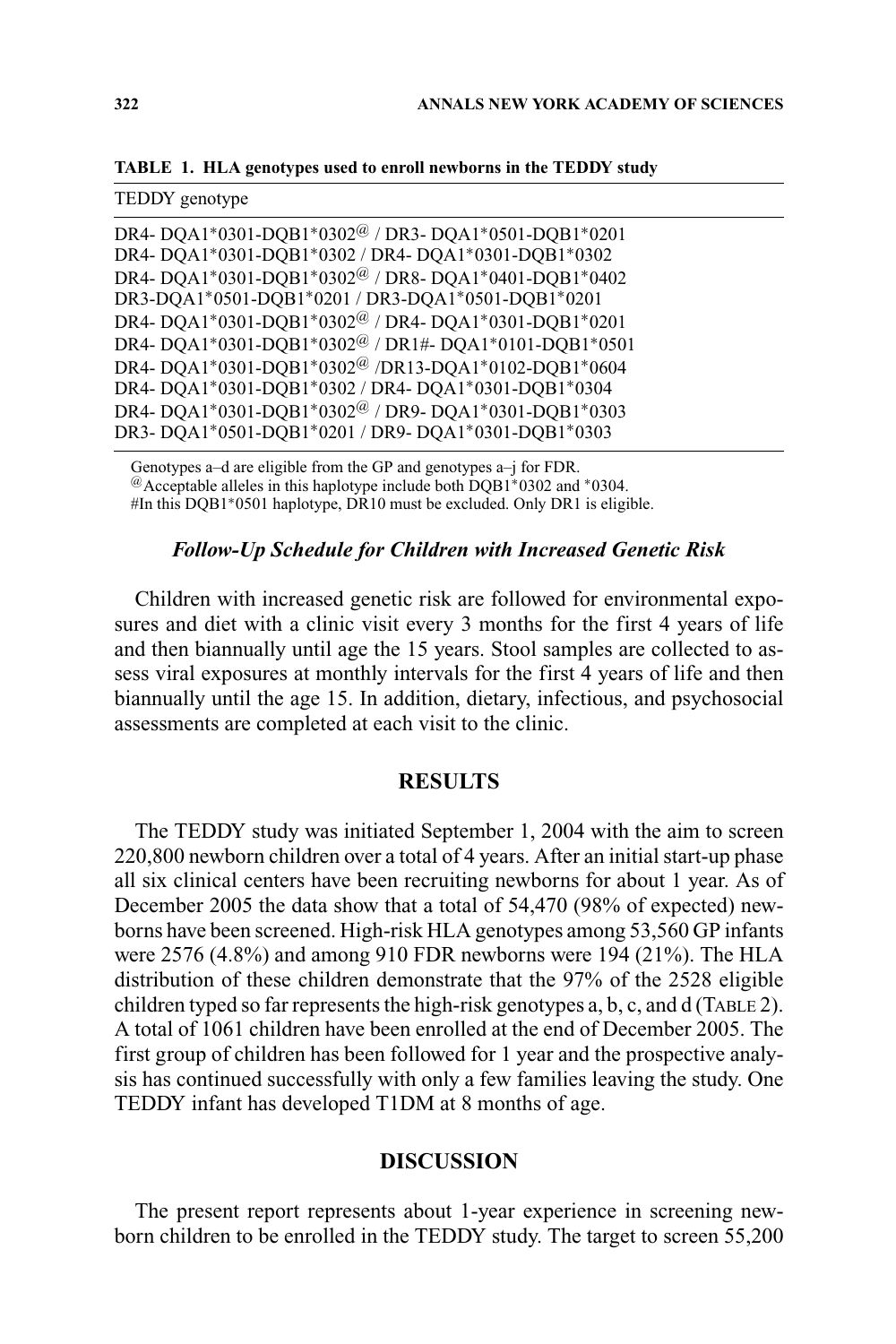**TABLE 1. HLA genotypes used to enroll newborns in the TEDDY study**

| TEDDY genotype |
| --- |
| DR4- DQA1*0301-DQB1*0302[@] / DR3- DQA1*0501-DQB1*0201 |
| DR4- DQA1*0301-DQB1*0302 / DR4- DQA1*0301-DQB1*0302 |
| DR4- DQA1*0301-DQB1*0302[@] / DR8- DQA1*0401-DQB1*0402 |
| DR3-DQA1*0501-DQB1*0201 / DR3-DQA1*0501-DQB1*0201 |
| DR4- DQA1*0301-DQB1*0302[@] / DR4- DQA1*0301-DQB1*0201 |
| DR4- DQA1*0301-DQB1*0302[@] / DR1#- DQA1*0101-DQB1*0501 |
| DR4- DQA1*0301-DQB1*0302[@] /DR13-DQA1*0102-DQB1*0604 |
| DR4- DQA1*0301-DQB1*0302 / DR4- DQA1*0301-DQB1*0304 |
| DR4- DQA1*0301-DQB1*0302[@] / DR9- DQA1*0301-DQB1*0303 |
| DR3- DQA1*0501-DQB1*0201 / DR9- DQA1*0301-DQB1*0303 |

Genotypes a–d are eligible from the GP and genotypes a–j for FDR.
[@]Acceptable alleles in this haplotype include both DQB1*0302 and *0304.
#In this DQB1*0501 haplotype, DR10 must be excluded. Only DR1 is eligible.

### *Follow-Up Schedule for Children with Increased Genetic Risk*

Children with increased genetic risk are followed for environmental exposures and diet with a clinic visit every 3 months for the first 4 years of life and then biannually until age the 15 years. Stool samples are collected to assess viral exposures at monthly intervals for the first 4 years of life and then biannually until the age 15. In addition, dietary, infectious, and psychosocial assessments are completed at each visit to the clinic.

## RESULTS

The TEDDY study was initiated September 1, 2004 with the aim to screen 220,800 newborn children over a total of 4 years. After an initial start-up phase all six clinical centers have been recruiting newborns for about 1 year. As of December 2005 the data show that a total of 54,470 (98% of expected) newborns have been screened. High-risk HLA genotypes among 53,560 GP infants were 2576 (4.8%) and among 910 FDR newborns were 194 (21%). The HLA distribution of these children demonstrate that the 97% of the 2528 eligible children typed so far represents the high-risk genotypes a, b, c, and d (TABLE 2). A total of 1061 children have been enrolled at the end of December 2005. The first group of children has been followed for 1 year and the prospective analysis has continued successfully with only a few families leaving the study. One TEDDY infant has developed T1DM at 8 months of age.

## DISCUSSION

The present report represents about 1-year experience in screening newborn children to be enrolled in the TEDDY study. The target to screen 55,200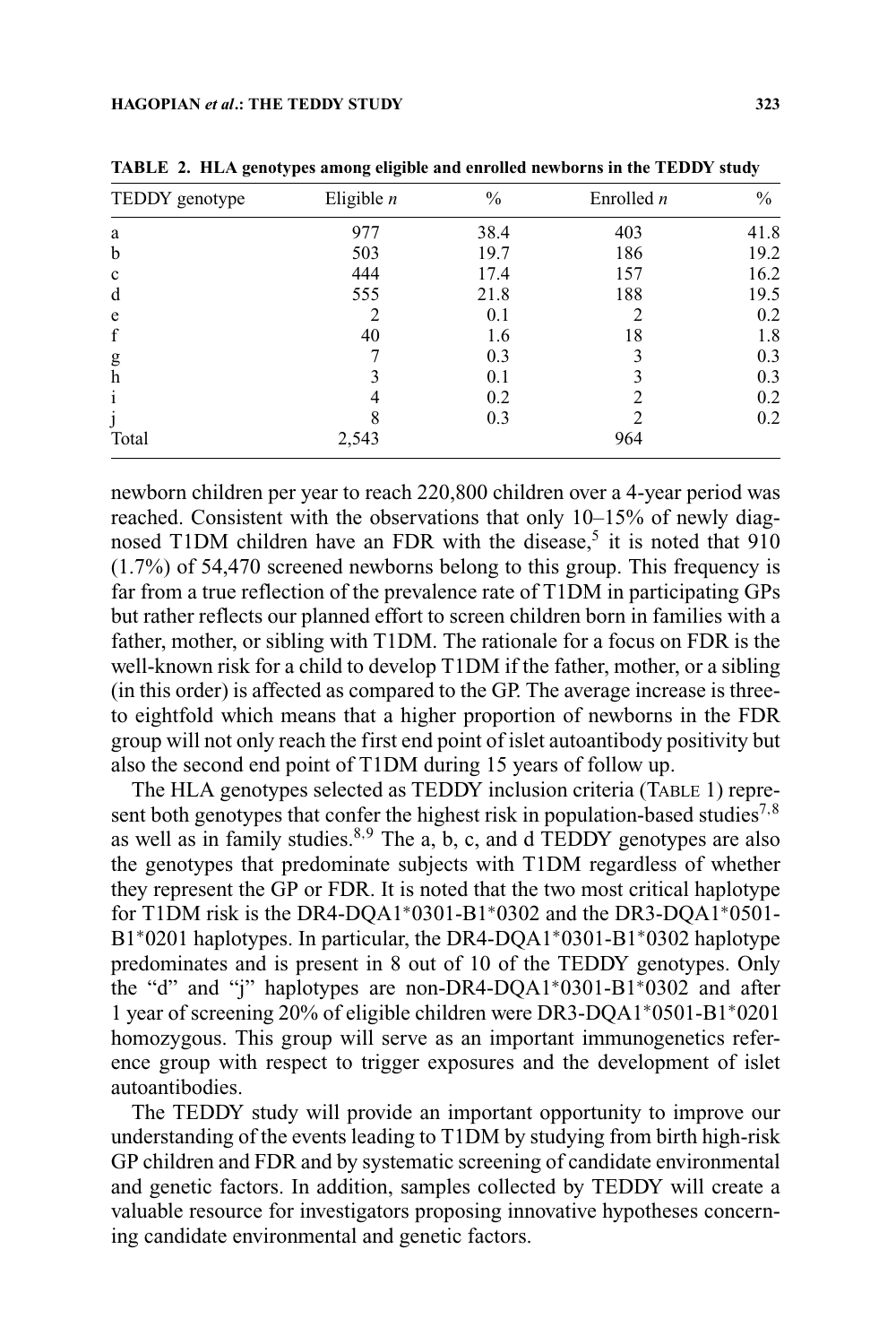**TABLE 2. HLA genotypes among eligible and enrolled newborns in the TEDDY study**

| TEDDY genotype | Eligible *n* | % | Enrolled *n* | % |
|---|---|---|---|---|
| a | 977 | 38.4 | 403 | 41.8 |
| b | 503 | 19.7 | 186 | 19.2 |
| c | 444 | 17.4 | 157 | 16.2 |
| d | 555 | 21.8 | 188 | 19.5 |
| e | 2 | 0.1 | 2 | 0.2 |
| f | 40 | 1.6 | 18 | 1.8 |
| g | 7 | 0.3 | 3 | 0.3 |
| h | 3 | 0.1 | 3 | 0.3 |
| i | 4 | 0.2 | 2 | 0.2 |
| j | 8 | 0.3 | 2 | 0.2 |
| Total | 2,543 | | 964 | |

newborn children per year to reach 220,800 children over a 4-year period was reached. Consistent with the observations that only 10–15% of newly diagnosed T1DM children have an FDR with the disease,[5] it is noted that 910 (1.7%) of 54,470 screened newborns belong to this group. This frequency is far from a true reflection of the prevalence rate of T1DM in participating GPs but rather reflects our planned effort to screen children born in families with a father, mother, or sibling with T1DM. The rationale for a focus on FDR is the well-known risk for a child to develop T1DM if the father, mother, or a sibling (in this order) is affected as compared to the GP. The average increase is three- to eightfold which means that a higher proportion of newborns in the FDR group will not only reach the first end point of islet autoantibody positivity but also the second end point of T1DM during 15 years of follow up.

The HLA genotypes selected as TEDDY inclusion criteria (TABLE 1) represent both genotypes that confer the highest risk in population-based studies[7,8] as well as in family studies.[8,9] The a, b, c, and d TEDDY genotypes are also the genotypes that predominate subjects with T1DM regardless of whether they represent the GP or FDR. It is noted that the two most critical haplotype for T1DM risk is the DR4-DQA1*0301-B1*0302 and the DR3-DQA1*0501-B1*0201 haplotypes. In particular, the DR4-DQA1*0301-B1*0302 haplotype predominates and is present in 8 out of 10 of the TEDDY genotypes. Only the "d" and "j" haplotypes are non-DR4-DQA1*0301-B1*0302 and after 1 year of screening 20% of eligible children were DR3-DQA1*0501-B1*0201 homozygous. This group will serve as an important immunogenetics reference group with respect to trigger exposures and the development of islet autoantibodies.

The TEDDY study will provide an important opportunity to improve our understanding of the events leading to T1DM by studying from birth high-risk GP children and FDR and by systematic screening of candidate environmental and genetic factors. In addition, samples collected by TEDDY will create a valuable resource for investigators proposing innovative hypotheses concerning candidate environmental and genetic factors.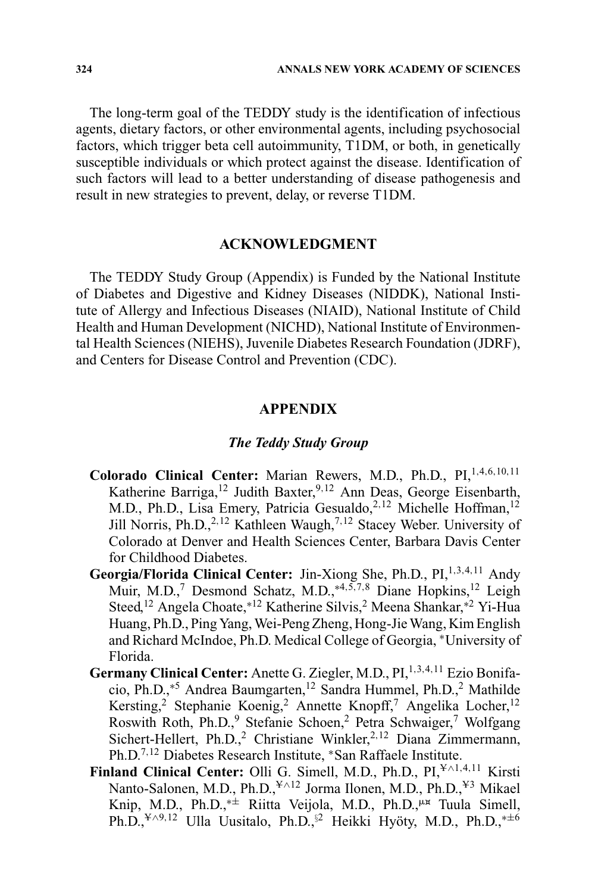The long-term goal of the TEDDY study is the identification of infectious agents, dietary factors, or other environmental agents, including psychosocial factors, which trigger beta cell autoimmunity, T1DM, or both, in genetically susceptible individuals or which protect against the disease. Identification of such factors will lead to a better understanding of disease pathogenesis and result in new strategies to prevent, delay, or reverse T1DM.

## ACKNOWLEDGMENT

The TEDDY Study Group (Appendix) is Funded by the National Institute of Diabetes and Digestive and Kidney Diseases (NIDDK), National Institute of Allergy and Infectious Diseases (NIAID), National Institute of Child Health and Human Development (NICHD), National Institute of Environmental Health Sciences (NIEHS), Juvenile Diabetes Research Foundation (JDRF), and Centers for Disease Control and Prevention (CDC).

## APPENDIX

### *The Teddy Study Group*

**Colorado Clinical Center:** Marian Rewers, M.D., Ph.D., PI,[1,4,6,10,11] Katherine Barriga,[12] Judith Baxter,[9,12] Ann Deas, George Eisenbarth, M.D., Ph.D., Lisa Emery, Patricia Gesualdo,[2,12] Michelle Hoffman,[12] Jill Norris, Ph.D.,[2,12] Kathleen Waugh,[7,12] Stacey Weber. University of Colorado at Denver and Health Sciences Center, Barbara Davis Center for Childhood Diabetes.

**Georgia/Florida Clinical Center:** Jin-Xiong She, Ph.D., PI,[1,3,4,11] Andy Muir, M.D.,[7] Desmond Schatz, M.D.,[*4,5,7,8] Diane Hopkins,[12] Leigh Steed,[12] Angela Choate,[*12] Katherine Silvis,[2] Meena Shankar,[*2] Yi-Hua Huang, Ph.D., Ping Yang, Wei-Peng Zheng, Hong-Jie Wang, Kim English and Richard McIndoe, Ph.D. Medical College of Georgia, *University of Florida.

**Germany Clinical Center:** Anette G. Ziegler, M.D., PI,[1,3,4,11] Ezio Bonifacio, Ph.D.,[*5] Andrea Baumgarten,[12] Sandra Hummel, Ph.D.,[2] Mathilde Kersting,[2] Stephanie Koenig,[2] Annette Knopff,[7] Angelika Locher,[12] Roswith Roth, Ph.D.,[9] Stefanie Schoen,[2] Petra Schwaiger,[7] Wolfgang Sichert-Hellert, Ph.D.,[2] Christiane Winkler,[2,12] Diana Zimmermann, Ph.D.[7,12] Diabetes Research Institute, *San Raffaele Institute.

**Finland Clinical Center:** Olli G. Simell, M.D., Ph.D., PI,[¥^1,4,11] Kirsti Nanto-Salonen, M.D., Ph.D.,[¥^12] Jorma Ilonen, M.D., Ph.D.,[¥3] Mikael Knip, M.D., Ph.D.,[*±] Riitta Veijola, M.D., Ph.D.,[µ¤] Tuula Simell, Ph.D.,[¥^9,12] Ulla Uusitalo, Ph.D.,[§2] Heikki Hyöty, M.D., Ph.D.,[*±6]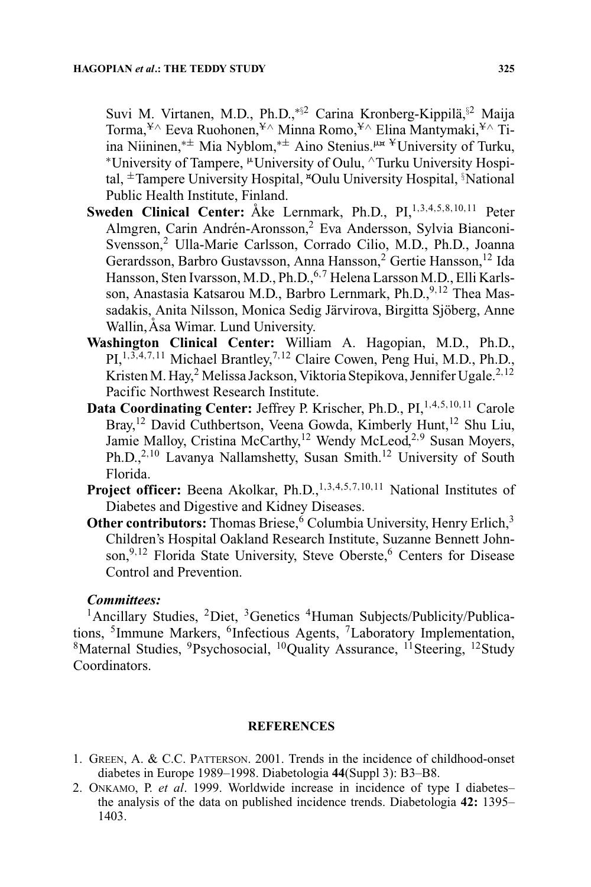Suvi M. Virtanen, M.D., Ph.D.,[*§2] Carina Kronberg-Kippilä,[§2] Maija Torma,[¥^] Eeva Ruohonen,[¥^] Minna Romo,[¥^] Elina Mantymaki,[¥^] Tiina Niininen,[*±] Mia Nyblom,[*±] Aino Stenius.[µ¤] [¥]University of Turku, [*]University of Tampere, [µ]University of Oulu, [^]Turku University Hospital, [±]Tampere University Hospital, [¤]Oulu University Hospital, [§]National Public Health Institute, Finland.

**Sweden Clinical Center:** Åke Lernmark, Ph.D., PI,[1,3,4,5,8,10,11] Peter Almgren, Carin Andrén-Aronsson,[2] Eva Andersson, Sylvia Bianconi-Svensson,[2] Ulla-Marie Carlsson, Corrado Cilio, M.D., Ph.D., Joanna Gerardsson, Barbro Gustavsson, Anna Hansson,[2] Gertie Hansson,[12] Ida Hansson, Sten Ivarsson, M.D., Ph.D.,[6,7] Helena Larsson M.D., Elli Karlsson, Anastasia Katsarou M.D., Barbro Lernmark, Ph.D.,[9,12] Thea Massadakis, Anita Nilsson, Monica Sedig Järvirova, Birgitta Sjöberg, Anne Wallin, Åsa Wimar. Lund University.

**Washington Clinical Center:** William A. Hagopian, M.D., Ph.D., PI,[1,3,4,7,11] Michael Brantley,[7,12] Claire Cowen, Peng Hui, M.D., Ph.D., Kristen M. Hay,[2] Melissa Jackson, Viktoria Stepikova, Jennifer Ugale.[2,12] Pacific Northwest Research Institute.

**Data Coordinating Center:** Jeffrey P. Krischer, Ph.D., PI,[1,4,5,10,11] Carole Bray,[12] David Cuthbertson, Veena Gowda, Kimberly Hunt,[12] Shu Liu, Jamie Malloy, Cristina McCarthy,[12] Wendy McLeod,[2,9] Susan Moyers, Ph.D.,[2,10] Lavanya Nallamshetty, Susan Smith.[12] University of South Florida.

**Project officer:** Beena Akolkar, Ph.D.,[1,3,4,5,7,10,11] National Institutes of Diabetes and Digestive and Kidney Diseases.

**Other contributors:** Thomas Briese,[6] Columbia University, Henry Erlich,[3] Children's Hospital Oakland Research Institute, Suzanne Bennett Johnson,[9,12] Florida State University, Steve Oberste,[6] Centers for Disease Control and Prevention.

***Committees:***

[1]Ancillary Studies, [2]Diet, [3]Genetics [4]Human Subjects/Publicity/Publications, [5]Immune Markers, [6]Infectious Agents, [7]Laboratory Implementation, [8]Maternal Studies, [9]Psychosocial, [10]Quality Assurance, [11]Steering, [12]Study Coordinators.

## REFERENCES

1. Green, A. & C.C. Patterson. 2001. Trends in the incidence of childhood-onset diabetes in Europe 1989–1998. Diabetologia **44**(Suppl 3): B3–B8.
2. Onkamo, P. *et al*. 1999. Worldwide increase in incidence of type I diabetes–the analysis of the data on published incidence trends. Diabetologia **42:** 1395–1403.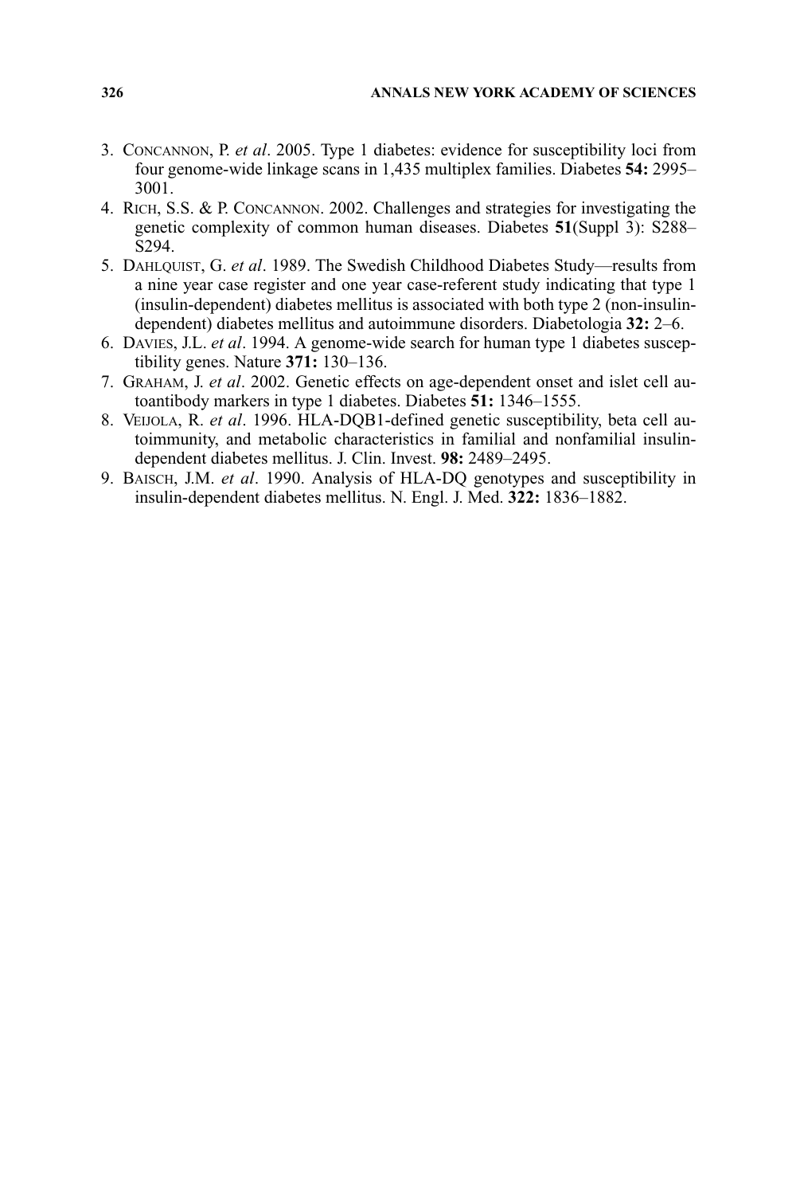3. Concannon, P. *et al*. 2005. Type 1 diabetes: evidence for susceptibility loci from four genome-wide linkage scans in 1,435 multiplex families. Diabetes **54:** 2995–3001.
4. Rich, S.S. & P. Concannon. 2002. Challenges and strategies for investigating the genetic complexity of common human diseases. Diabetes **51**(Suppl 3): S288–S294.
5. Dahlquist, G. *et al*. 1989. The Swedish Childhood Diabetes Study—results from a nine year case register and one year case-referent study indicating that type 1 (insulin-dependent) diabetes mellitus is associated with both type 2 (non-insulin-dependent) diabetes mellitus and autoimmune disorders. Diabetologia **32:** 2–6.
6. Davies, J.L. *et al*. 1994. A genome-wide search for human type 1 diabetes susceptibility genes. Nature **371:** 130–136.
7. Graham, J. *et al*. 2002. Genetic effects on age-dependent onset and islet cell autoantibody markers in type 1 diabetes. Diabetes **51:** 1346–1555.
8. Veijola, R. *et al*. 1996. HLA-DQB1-defined genetic susceptibility, beta cell autoimmunity, and metabolic characteristics in familial and nonfamilial insulin-dependent diabetes mellitus. J. Clin. Invest. **98:** 2489–2495.
9. Baisch, J.M. *et al*. 1990. Analysis of HLA-DQ genotypes and susceptibility in insulin-dependent diabetes mellitus. N. Engl. J. Med. **322:** 1836–1882.